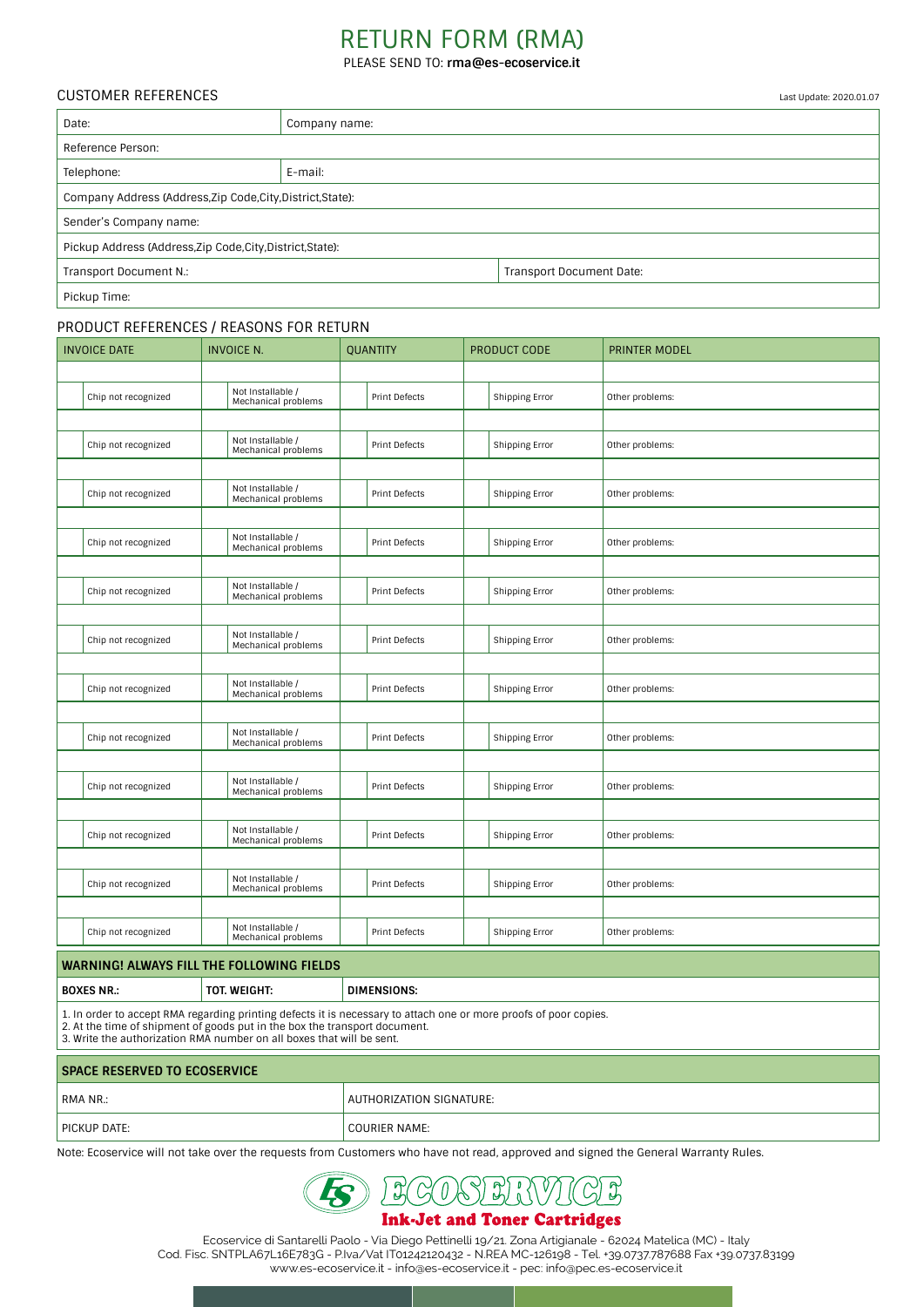# RETURN FORM (RMA)

PLEASE SEND TO: **rma@es-ecoservice.it**

## CUSTOMER REFERENCES

Last Update: 2020.01.07

| Date: | Company name: |
|---|---|
| Reference Person: | |
| Telephone: | E-mail: |
| Company Address (Address,Zip Code,City,District,State): | |
| Sender's Company name: | |
| Pickup Address (Address,Zip Code,City,District,State): | |
| Transport Document N.: | Transport Document Date: |
| Pickup Time: | |

## PRODUCT REFERENCES / REASONS FOR RETURN

| INVOICE DATE | INVOICE N. | QUANTITY | PRODUCT CODE | PRINTER MODEL |
|---|---|---|---|---|
| | | | | |
| Chip not recognized | Not Installable / Mechanical problems | Print Defects | Shipping Error | Other problems: |
| | | | | |
| Chip not recognized | Not Installable / Mechanical problems | Print Defects | Shipping Error | Other problems: |
| | | | | |
| Chip not recognized | Not Installable / Mechanical problems | Print Defects | Shipping Error | Other problems: |
| | | | | |
| Chip not recognized | Not Installable / Mechanical problems | Print Defects | Shipping Error | Other problems: |
| | | | | |
| Chip not recognized | Not Installable / Mechanical problems | Print Defects | Shipping Error | Other problems: |
| | | | | |
| Chip not recognized | Not Installable / Mechanical problems | Print Defects | Shipping Error | Other problems: |
| | | | | |
| Chip not recognized | Not Installable / Mechanical problems | Print Defects | Shipping Error | Other problems: |
| | | | | |
| Chip not recognized | Not Installable / Mechanical problems | Print Defects | Shipping Error | Other problems: |
| | | | | |
| Chip not recognized | Not Installable / Mechanical problems | Print Defects | Shipping Error | Other problems: |
| | | | | |
| Chip not recognized | Not Installable / Mechanical problems | Print Defects | Shipping Error | Other problems: |
| | | | | |
| Chip not recognized | Not Installable / Mechanical problems | Print Defects | Shipping Error | Other problems: |
| | | | | |
| Chip not recognized | Not Installable / Mechanical problems | Print Defects | Shipping Error | Other problems: |

## WARNING! ALWAYS FILL THE FOLLOWING FIELDS

| BOXES NR.: | TOT. WEIGHT: | DIMENSIONS: |
|---|---|---|

1. In order to accept RMA regarding printing defects it is necessary to attach one or more proofs of poor copies.
2. At the time of shipment of goods put in the box the transport document.
3. Write the authorization RMA number on all boxes that will be sent.

## SPACE RESERVED TO ECOSERVICE

| RMA NR.: | AUTHORIZATION SIGNATURE: |
|---|---|
| PICKUP DATE: | COURIER NAME: |

Note: Ecoservice will not take over the requests from Customers who have not read, approved and signed the General Warranty Rules.

**ECOSERVICE**
**Ink-Jet and Toner Cartridges**

Ecoservice di Santarelli Paolo - Via Diego Pettinelli 19/21. Zona Artigianale - 62024 Matelica (MC) - Italy
Cod. Fisc. SNTPLA67L16E783G - P.Iva/Vat IT01242120432 - N.REA MC-126198 - Tel. +39.0737.787688 Fax +39.0737.83199
www.es-ecoservice.it - info@es-ecoservice.it - pec: info@pec.es-ecoservice.it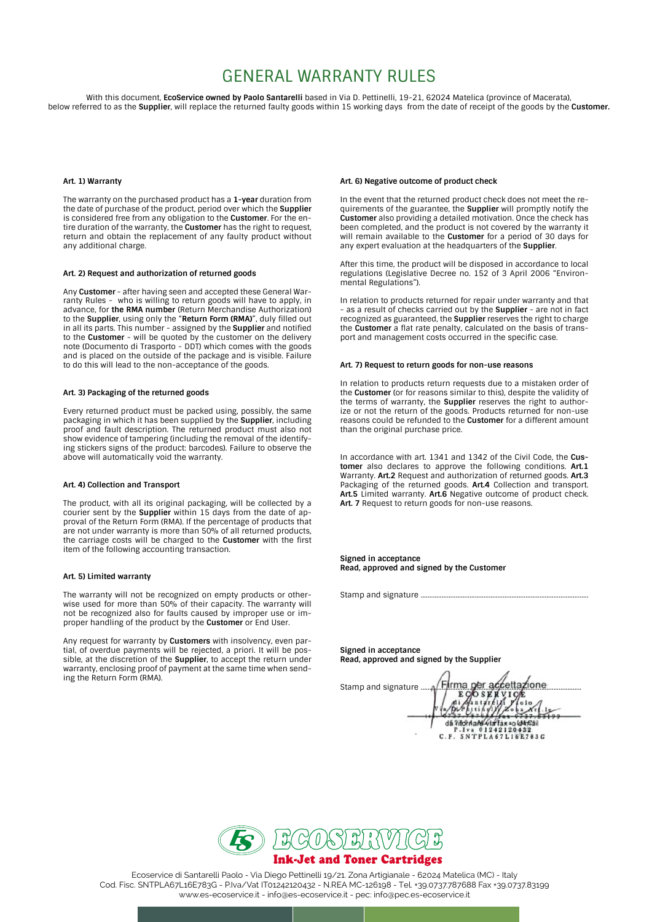# GENERAL WARRANTY RULES

With this document, **EcoService owned by Paolo Santarelli** based in Via D. Pettinelli, 19-21, 62024 Matelica (province of Macerata), below referred to as the **Supplier**, will replace the returned faulty goods within 15 working days from the date of receipt of the goods by the **Customer.**

**Art. 1) Warranty**

The warranty on the purchased product has a **1-year** duration from the date of purchase of the product, period over which the **Supplier** is considered free from any obligation to the **Customer**. For the entire duration of the warranty, the **Customer** has the right to request, return and obtain the replacement of any faulty product without any additional charge.

**Art. 2) Request and authorization of returned goods**

Any **Customer** - after having seen and accepted these General Warranty Rules - who is willing to return goods will have to apply, in advance, for **the RMA number** (Return Merchandise Authorization) to the **Supplier**, using only the "**Return Form (RMA)**", duly filled out in all its parts. This number - assigned by the **Supplier** and notified to the **Customer** - will be quoted by the customer on the delivery note (Documento di Trasporto - DDT) which comes with the goods and is placed on the outside of the package and is visible. Failure to do this will lead to the non-acceptance of the goods.

**Art. 3) Packaging of the returned goods**

Every returned product must be packed using, possibly, the same packaging in which it has been supplied by the **Supplier**, including proof and fault description. The returned product must also not show evidence of tampering (including the removal of the identifying stickers signs of the product: barcodes). Failure to observe the above will automatically void the warranty.

**Art. 4) Collection and Transport**

The product, with all its original packaging, will be collected by a courier sent by the **Supplier** within 15 days from the date of approval of the Return Form (RMA). If the percentage of products that are not under warranty is more than 50% of all returned products, the carriage costs will be charged to the **Customer** with the first item of the following accounting transaction.

**Art. 5) Limited warranty**

The warranty will not be recognized on empty products or otherwise used for more than 50% of their capacity. The warranty will not be recognized also for faults caused by improper use or improper handling of the product by the **Customer** or End User.

Any request for warranty by **Customers** with insolvency, even partial, of overdue payments will be rejected, a priori. It will be possible, at the discretion of the **Supplier**, to accept the return under warranty, enclosing proof of payment at the same time when sending the Return Form (RMA).

**Art. 6) Negative outcome of product check**

In the event that the returned product check does not meet the requirements of the guarantee, the **Supplier** will promptly notify the **Customer** also providing a detailed motivation. Once the check has been completed, and the product is not covered by the warranty it will remain available to the **Customer** for a period of 30 days for any expert evaluation at the headquarters of the **Supplier**.

After this time, the product will be disposed in accordance to local regulations (Legislative Decree no. 152 of 3 April 2006 "Environmental Regulations").

In relation to products returned for repair under warranty and that - as a result of checks carried out by the **Supplier** - are not in fact recognized as guaranteed, the **Supplier** reserves the right to charge the **Customer** a flat rate penalty, calculated on the basis of transport and management costs occurred in the specific case.

**Art. 7) Request to return goods for non-use reasons**

In relation to products return requests due to a mistaken order of the **Customer** (or for reasons similar to this), despite the validity of the terms of warranty, the **Supplier** reserves the right to authorize or not the return of the goods. Products returned for non-use reasons could be refunded to the **Customer** for a different amount than the original purchase price.

In accordance with art. 1341 and 1342 of the Civil Code, the **Customer** also declares to approve the following conditions. **Art.1** Warranty. **Art.2** Request and authorization of returned goods. **Art.3** Packaging of the returned goods. **Art.4** Collection and transport. **Art.5** Limited warranty. **Art.6** Negative outcome of product check. **Art. 7** Request to return goods for non-use reasons.

**Signed in acceptance**
**Read, approved and signed by the Customer**

Stamp and signature ..............................................................................................

**Signed in acceptance**
**Read, approved and signed by the Supplier**

Stamp and signature ........Firma per accettazione..................

ECOSERVICE di Santarelli Paolo, Via D. Pettinelli, Zona Art.le, P.Iva 01242120432, C.F. SNTPLA67L16E783G

ECOSERVICE
Ink-Jet and Toner Cartridges

Ecoservice di Santarelli Paolo - Via Diego Pettinelli 19/21. Zona Artigianale - 62024 Matelica (MC) - Italy
Cod. Fisc. SNTPLA67L16E783G - P.Iva/Vat IT01242120432 - N.REA MC-126198 - Tel. +39.0737.787688 Fax +39.0737.83199
www.es-ecoservice.it - info@es-ecoservice.it - pec: info@pec.es-ecoservice.it